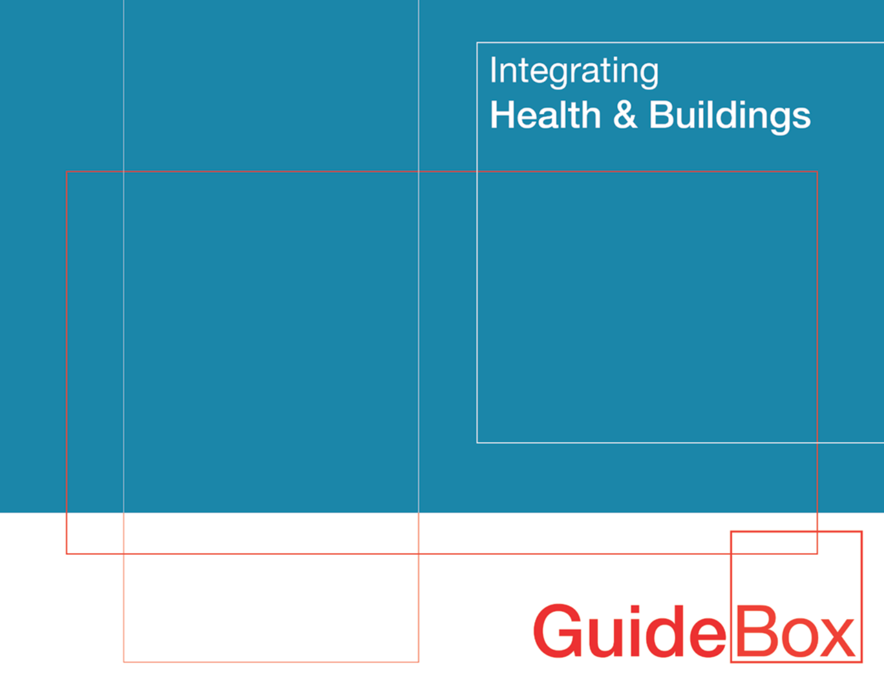# Integrating Health & Buildings

GuideBox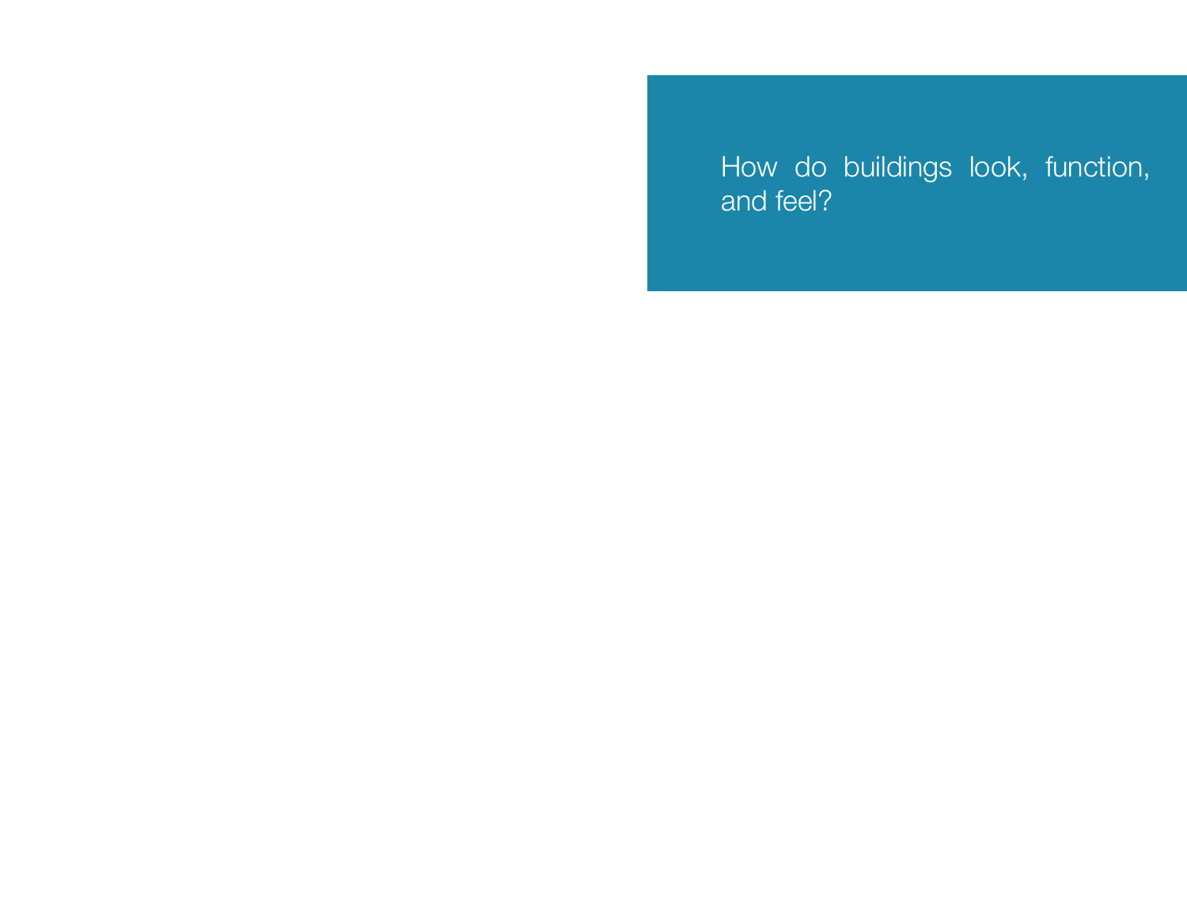How do buildings look, function, and feel?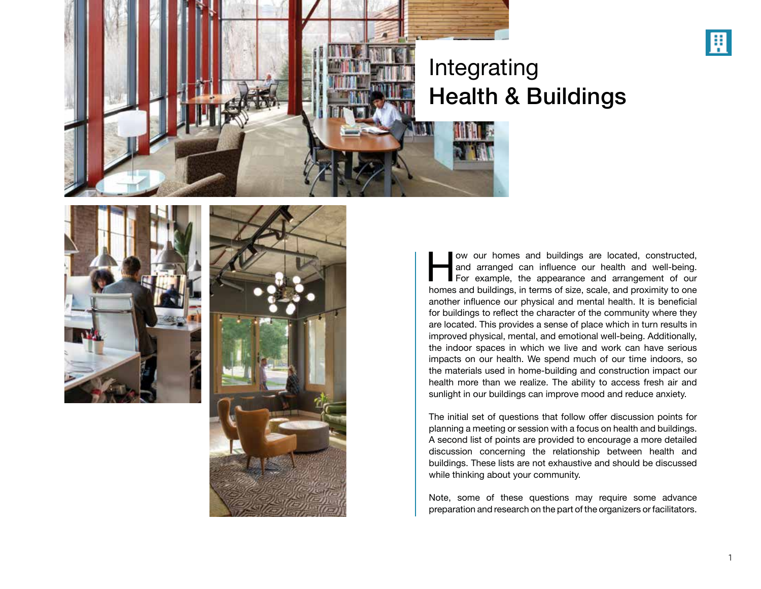# Integrating Health & Buildings

How our homes and buildings are located, constructed, and arranged can influence our health and well-being. For example, the appearance and arrangement of our homes and buildings, in terms of size, scale, and proximity to one another influence our physical and mental health. It is beneficial for buildings to reflect the character of the community where they are located. This provides a sense of place which in turn results in improved physical, mental, and emotional well-being. Additionally, the indoor spaces in which we live and work can have serious impacts on our health. We spend much of our time indoors, so the materials used in home-building and construction impact our health more than we realize. The ability to access fresh air and sunlight in our buildings can improve mood and reduce anxiety.

The initial set of questions that follow offer discussion points for planning a meeting or session with a focus on health and buildings. A second list of points are provided to encourage a more detailed discussion concerning the relationship between health and buildings. These lists are not exhaustive and should be discussed while thinking about your community.

Note, some of these questions may require some advance preparation and research on the part of the organizers or facilitators.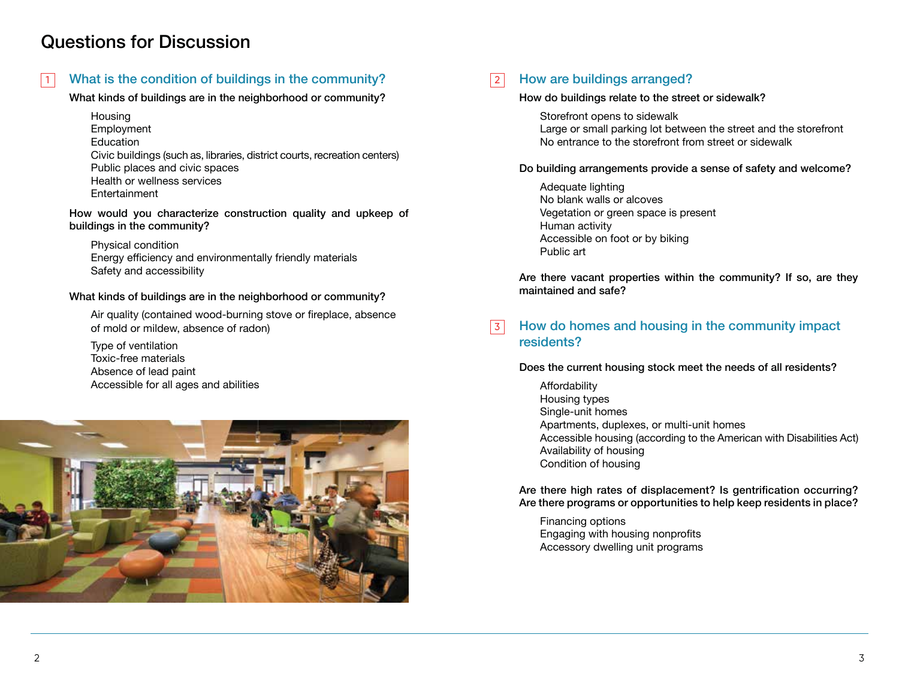# Questions for Discussion

## 1 What is the condition of buildings in the community?

**What kinds of buildings are in the neighborhood or community?**

- Housing
- Employment
- Education
- Civic buildings (such as, libraries, district courts, recreation centers)
- Public places and civic spaces
- Health or wellness services
- Entertainment

**How would you characterize construction quality and upkeep of buildings in the community?**

- Physical condition
- Energy efficiency and environmentally friendly materials
- Safety and accessibility

**What kinds of buildings are in the neighborhood or community?**

- Air quality (contained wood-burning stove or fireplace, absence of mold or mildew, absence of radon)
- Type of ventilation
- Toxic-free materials
- Absence of lead paint
- Accessible for all ages and abilities

## 2 How are buildings arranged?

**How do buildings relate to the street or sidewalk?**

- Storefront opens to sidewalk
- Large or small parking lot between the street and the storefront
- No entrance to the storefront from street or sidewalk

**Do building arrangements provide a sense of safety and welcome?**

- Adequate lighting
- No blank walls or alcoves
- Vegetation or green space is present
- Human activity
- Accessible on foot or by biking
- Public art

**Are there vacant properties within the community? If so, are they maintained and safe?**

## 3 How do homes and housing in the community impact residents?

**Does the current housing stock meet the needs of all residents?**

- Affordability
- Housing types
- Single-unit homes
- Apartments, duplexes, or multi-unit homes
- Accessible housing (according to the American with Disabilities Act)
- Availability of housing
- Condition of housing

**Are there high rates of displacement? Is gentrification occurring? Are there programs or opportunities to help keep residents in place?**

- Financing options
- Engaging with housing nonprofits
- Accessory dwelling unit programs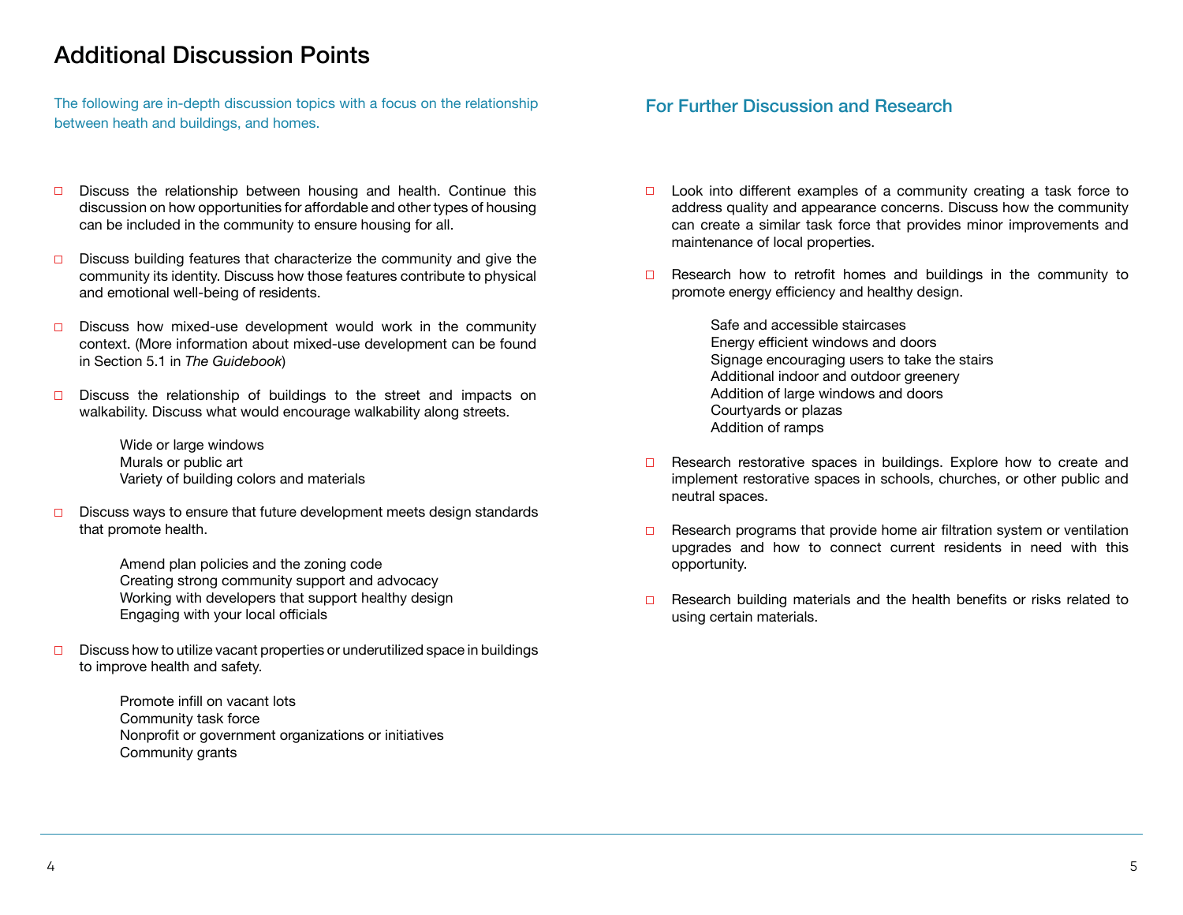# Additional Discussion Points

The following are in-depth discussion topics with a focus on the relationship between heath and buildings, and homes.

- ☐ Discuss the relationship between housing and health. Continue this discussion on how opportunities for affordable and other types of housing can be included in the community to ensure housing for all.

- ☐ Discuss building features that characterize the community and give the community its identity. Discuss how those features contribute to physical and emotional well-being of residents.

- ☐ Discuss how mixed-use development would work in the community context. (More information about mixed-use development can be found in Section 5.1 in *The Guidebook*)

- ☐ Discuss the relationship of buildings to the street and impacts on walkability. Discuss what would encourage walkability along streets.

    Wide or large windows
    Murals or public art
    Variety of building colors and materials

- ☐ Discuss ways to ensure that future development meets design standards that promote health.

    Amend plan policies and the zoning code
    Creating strong community support and advocacy
    Working with developers that support healthy design
    Engaging with your local officials

- ☐ Discuss how to utilize vacant properties or underutilized space in buildings to improve health and safety.

    Promote infill on vacant lots
    Community task force
    Nonprofit or government organizations or initiatives
    Community grants

## For Further Discussion and Research

- ☐ Look into different examples of a community creating a task force to address quality and appearance concerns. Discuss how the community can create a similar task force that provides minor improvements and maintenance of local properties.

- ☐ Research how to retrofit homes and buildings in the community to promote energy efficiency and healthy design.

    Safe and accessible staircases
    Energy efficient windows and doors
    Signage encouraging users to take the stairs
    Additional indoor and outdoor greenery
    Addition of large windows and doors
    Courtyards or plazas
    Addition of ramps

- ☐ Research restorative spaces in buildings. Explore how to create and implement restorative spaces in schools, churches, or other public and neutral spaces.

- ☐ Research programs that provide home air filtration system or ventilation upgrades and how to connect current residents in need with this opportunity.

- ☐ Research building materials and the health benefits or risks related to using certain materials.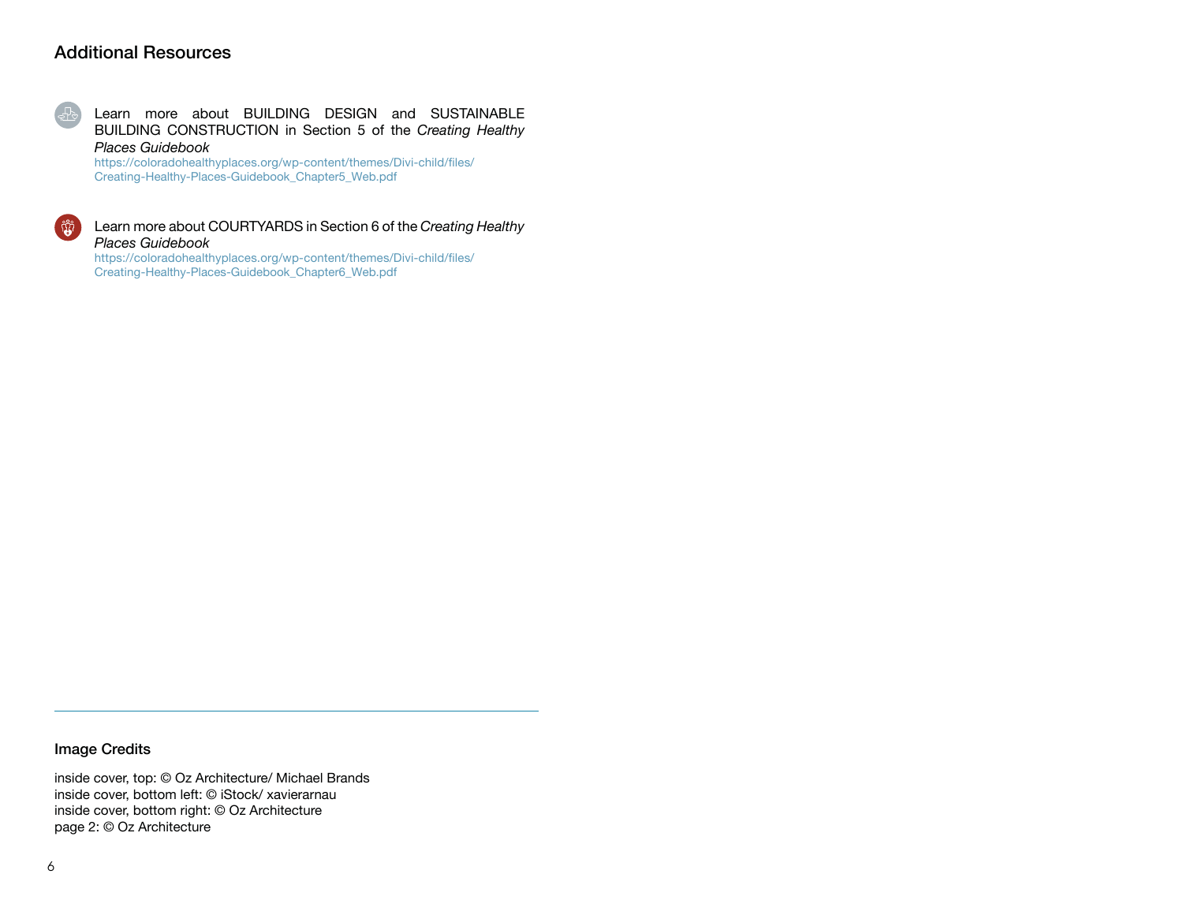## Additional Resources

Learn more about BUILDING DESIGN and SUSTAINABLE BUILDING CONSTRUCTION in Section 5 of the *Creating Healthy Places Guidebook*
https://coloradohealthyplaces.org/wp-content/themes/Divi-child/files/Creating-Healthy-Places-Guidebook_Chapter5_Web.pdf

Learn more about COURTYARDS in Section 6 of the *Creating Healthy Places Guidebook*
https://coloradohealthyplaces.org/wp-content/themes/Divi-child/files/Creating-Healthy-Places-Guidebook_Chapter6_Web.pdf

---

## Image Credits

inside cover, top: © Oz Architecture/ Michael Brands
inside cover, bottom left: © iStock/ xavierarnau
inside cover, bottom right: © Oz Architecture
page 2: © Oz Architecture